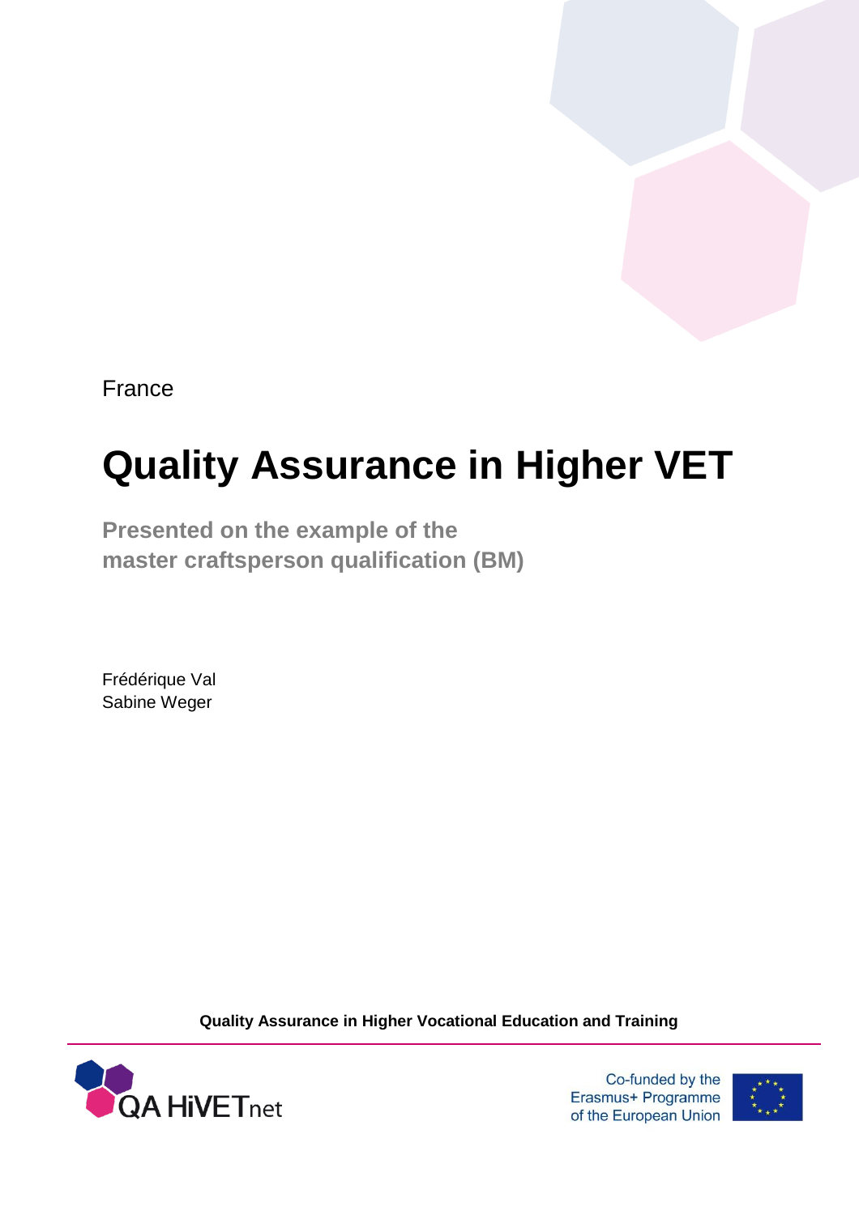France

# Quality Assurance in Higher VET

## Presented on the example of the master craftsperson qualification (BM)

Frédérique Val
Sabine Weger

**Quality Assurance in Higher Vocational Education and Training**

QA HiVETnet

Co-funded by the Erasmus+ Programme of the European Union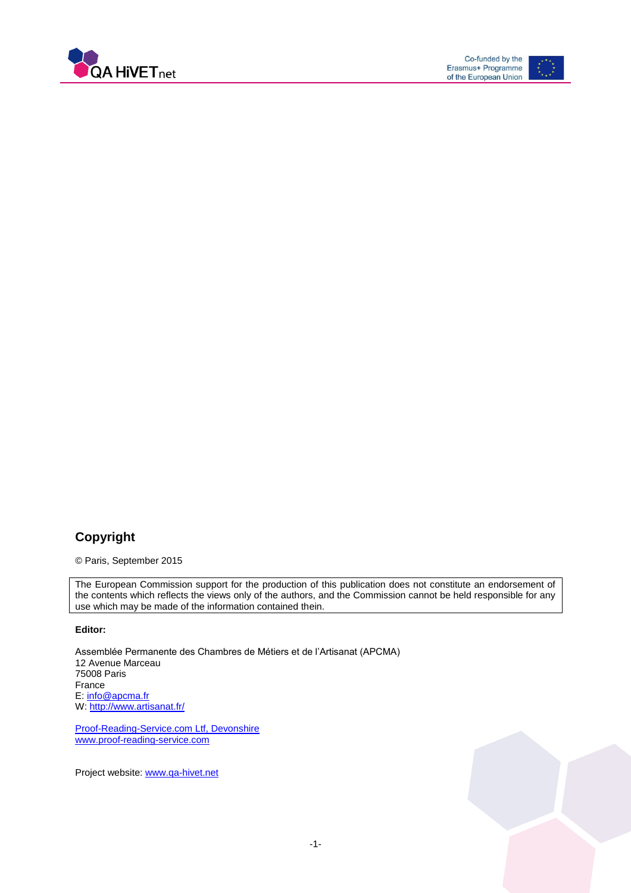## Copyright

© Paris, September 2015

| The European Commission support for the production of this publication does not constitute an endorsement of the contents which reflects the views only of the authors, and the Commission cannot be held responsible for any use which may be made of the information contained thein. |
|---|

**Editor:**

Assemblée Permanente des Chambres de Métiers et de l'Artisanat (APCMA)
12 Avenue Marceau
75008 Paris
France
E: info@apcma.fr
W: http://www.artisanat.fr/

Proof-Reading-Service.com Ltf, Devonshire
www.proof-reading-service.com

Project website: www.qa-hivet.net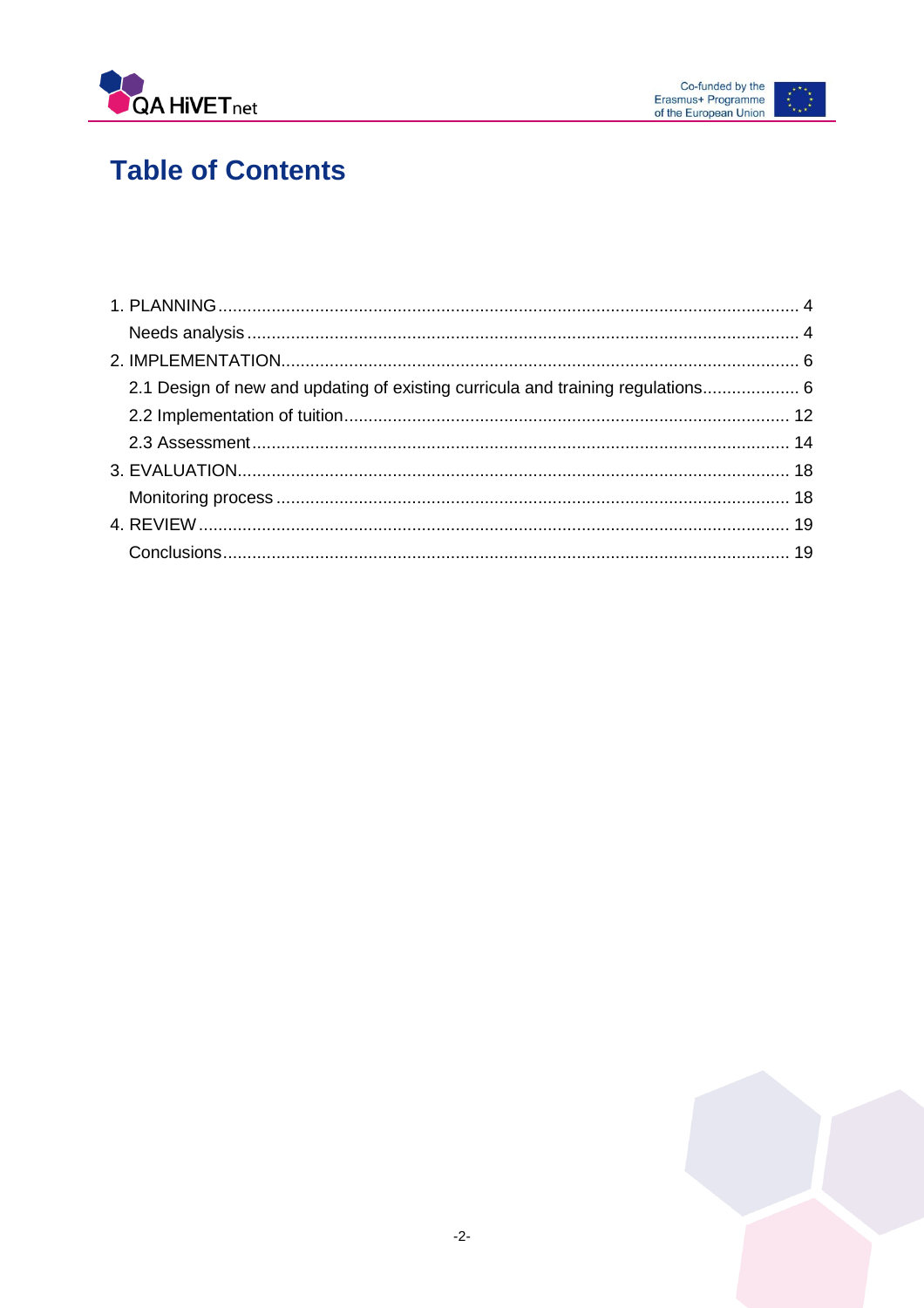# Table of Contents

1. PLANNING ........................................................................................................................ 4
   - Needs analysis ................................................................................................................. 4
2. IMPLEMENTATION.......................................................................................................... 6
   - 2.1 Design of new and updating of existing curricula and training regulations.................... 6
   - 2.2 Implementation of tuition........................................................................................... 12
   - 2.3 Assessment .............................................................................................................. 14
3. EVALUATION.................................................................................................................. 18
   - Monitoring process ......................................................................................................... 18
4. REVIEW .......................................................................................................................... 19
   - Conclusions..................................................................................................................... 19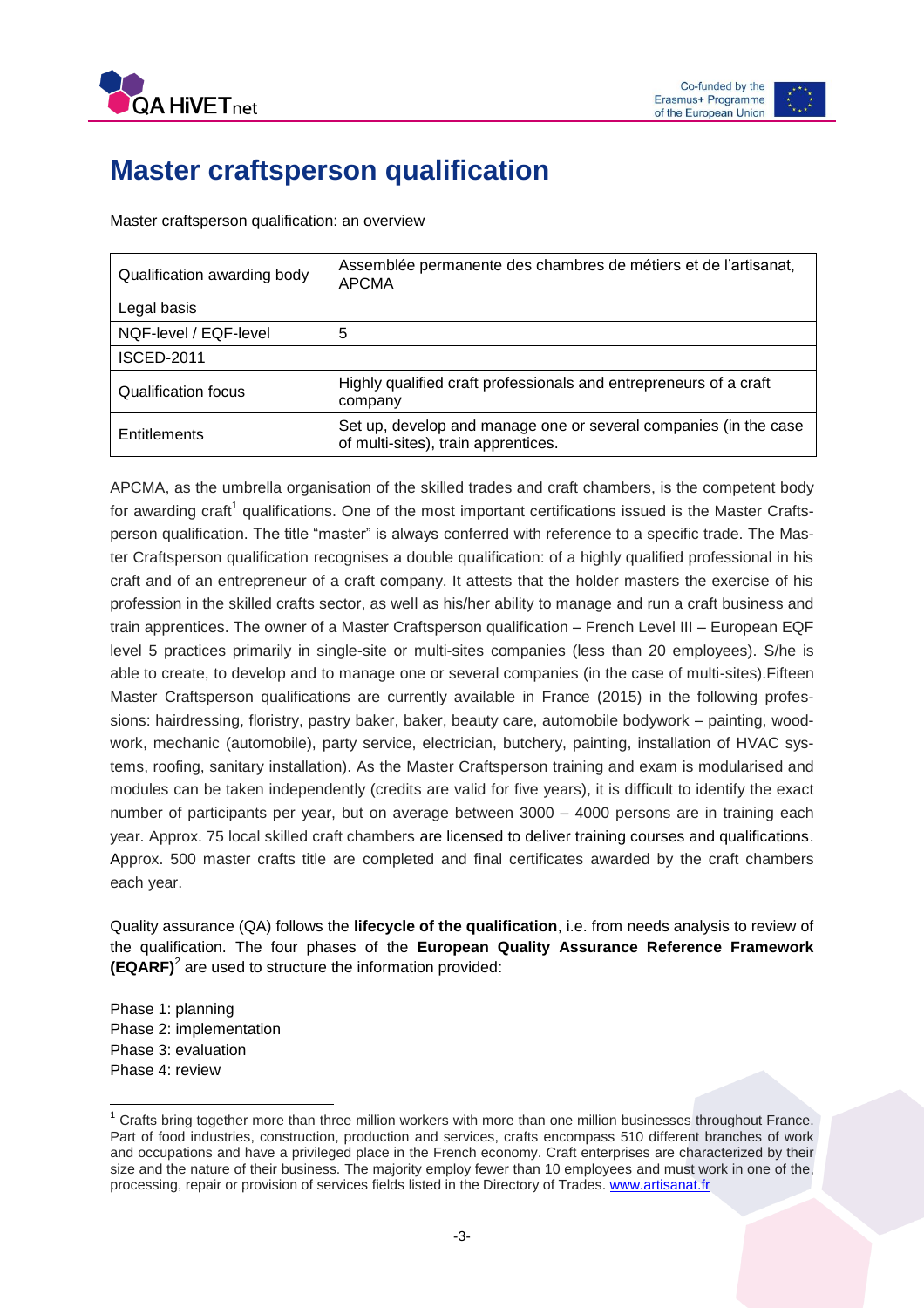# Master craftsperson qualification

Master craftsperson qualification: an overview

| Qualification awarding body | Assemblée permanente des chambres de métiers et de l'artisanat, APCMA |
|---|---|
| Legal basis | |
| NQF-level / EQF-level | 5 |
| ISCED-2011 | |
| Qualification focus | Highly qualified craft professionals and entrepreneurs of a craft company |
| Entitlements | Set up, develop and manage one or several companies (in the case of multi-sites), train apprentices. |

APCMA, as the umbrella organisation of the skilled trades and craft chambers, is the competent body for awarding craft[1] qualifications. One of the most important certifications issued is the Master Craftsperson qualification. The title "master" is always conferred with reference to a specific trade. The Master Craftsperson qualification recognises a double qualification: of a highly qualified professional in his craft and of an entrepreneur of a craft company. It attests that the holder masters the exercise of his profession in the skilled crafts sector, as well as his/her ability to manage and run a craft business and train apprentices. The owner of a Master Craftsperson qualification – French Level III – European EQF level 5 practices primarily in single-site or multi-sites companies (less than 20 employees). S/he is able to create, to develop and to manage one or several companies (in the case of multi-sites).Fifteen Master Craftsperson qualifications are currently available in France (2015) in the following professions: hairdressing, floristry, pastry baker, baker, beauty care, automobile bodywork – painting, woodwork, mechanic (automobile), party service, electrician, butchery, painting, installation of HVAC systems, roofing, sanitary installation). As the Master Craftsperson training and exam is modularised and modules can be taken independently (credits are valid for five years), it is difficult to identify the exact number of participants per year, but on average between 3000 – 4000 persons are in training each year. Approx. 75 local skilled craft chambers are licensed to deliver training courses and qualifications. Approx. 500 master crafts title are completed and final certificates awarded by the craft chambers each year.

Quality assurance (QA) follows the **lifecycle of the qualification**, i.e. from needs analysis to review of the qualification. The four phases of the **European Quality Assurance Reference Framework (EQARF)**[2] are used to structure the information provided:

Phase 1: planning
Phase 2: implementation
Phase 3: evaluation
Phase 4: review

[1] Crafts bring together more than three million workers with more than one million businesses throughout France. Part of food industries, construction, production and services, crafts encompass 510 different branches of work and occupations and have a privileged place in the French economy. Craft enterprises are characterized by their size and the nature of their business. The majority employ fewer than 10 employees and must work in one of the, processing, repair or provision of services fields listed in the Directory of Trades. www.artisanat.fr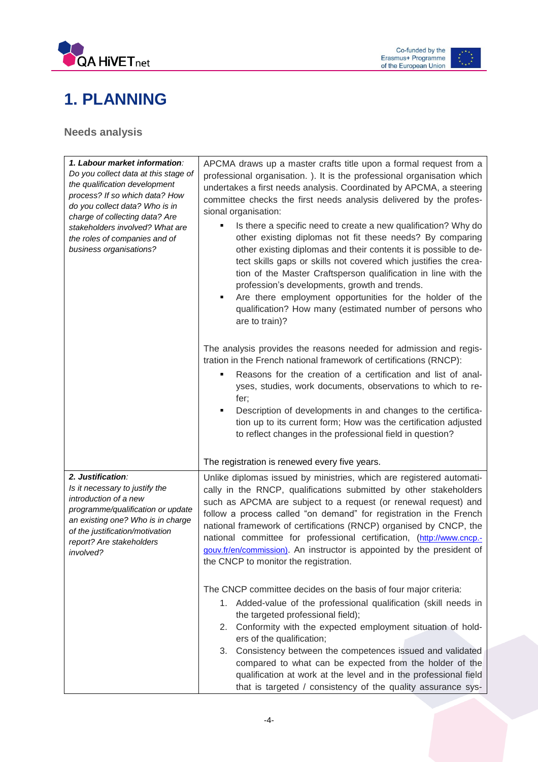# 1. PLANNING

## Needs analysis

| | |
|---|---|
| ***1. Labour market information**: Do you collect data at this stage of the qualification development process? If so which data? How do you collect data? Who is in charge of collecting data? Are stakeholders involved? What are the roles of companies and of business organisations?* | APCMA draws up a master crafts title upon a formal request from a professional organisation. ). It is the professional organisation which undertakes a first needs analysis. Coordinated by APCMA, a steering committee checks the first needs analysis delivered by the professional organisation:<br>▪ Is there a specific need to create a new qualification? Why do other existing diplomas not fit these needs? By comparing other existing diplomas and their contents it is possible to detect skills gaps or skills not covered which justifies the creation of the Master Craftsperson qualification in line with the profession's developments, growth and trends.<br>▪ Are there employment opportunities for the holder of the qualification? How many (estimated number of persons who are to train)?<br><br>The analysis provides the reasons needed for admission and registration in the French national framework of certifications (RNCP):<br>▪ Reasons for the creation of a certification and list of analyses, studies, work documents, observations to which to refer;<br>▪ Description of developments in and changes to the certification up to its current form; How was the certification adjusted to reflect changes in the professional field in question?<br><br>The registration is renewed every five years. |
| ***2. Justification**: Is it necessary to justify the introduction of a new programme/qualification or update an existing one? Who is in charge of the justification/motivation report? Are stakeholders involved?* | Unlike diplomas issued by ministries, which are registered automatically in the RNCP, qualifications submitted by other stakeholders such as APCMA are subject to a request (or renewal request) and follow a process called "on demand" for registration in the French national framework of certifications (RNCP) organised by CNCP, the national committee for professional certification, (http://www.cncp.gouv.fr/en/commission). An instructor is appointed by the president of the CNCP to monitor the registration.<br><br>The CNCP committee decides on the basis of four major criteria:<br>1. Added-value of the professional qualification (skill needs in the targeted professional field);<br>2. Conformity with the expected employment situation of holders of the qualification;<br>3. Consistency between the competences issued and validated compared to what can be expected from the holder of the qualification at work at the level and in the professional field that is targeted / consistency of the quality assurance sys- |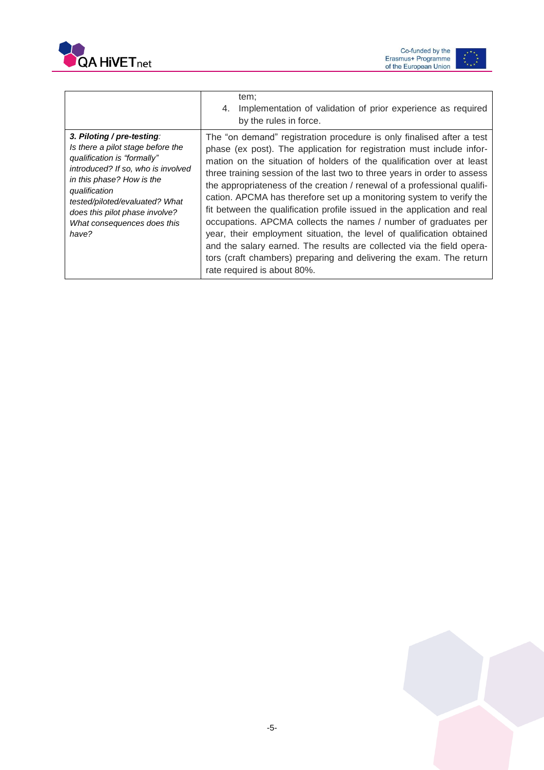| | |
|---|---|
| | tem;<br>4. Implementation of validation of prior experience as required by the rules in force. |
| ***3. Piloting / pre-testing**:*<br>*Is there a pilot stage before the qualification is "formally" introduced? If so, who is involved in this phase? How is the qualification tested/piloted/evaluated? What does this pilot phase involve? What consequences does this have?* | The "on demand" registration procedure is only finalised after a test phase (ex post). The application for registration must include information on the situation of holders of the qualification over at least three training session of the last two to three years in order to assess the appropriateness of the creation / renewal of a professional qualification. APCMA has therefore set up a monitoring system to verify the fit between the qualification profile issued in the application and real occupations. APCMA collects the names / number of graduates per year, their employment situation, the level of qualification obtained and the salary earned. The results are collected via the field operators (craft chambers) preparing and delivering the exam. The return rate required is about 80%. |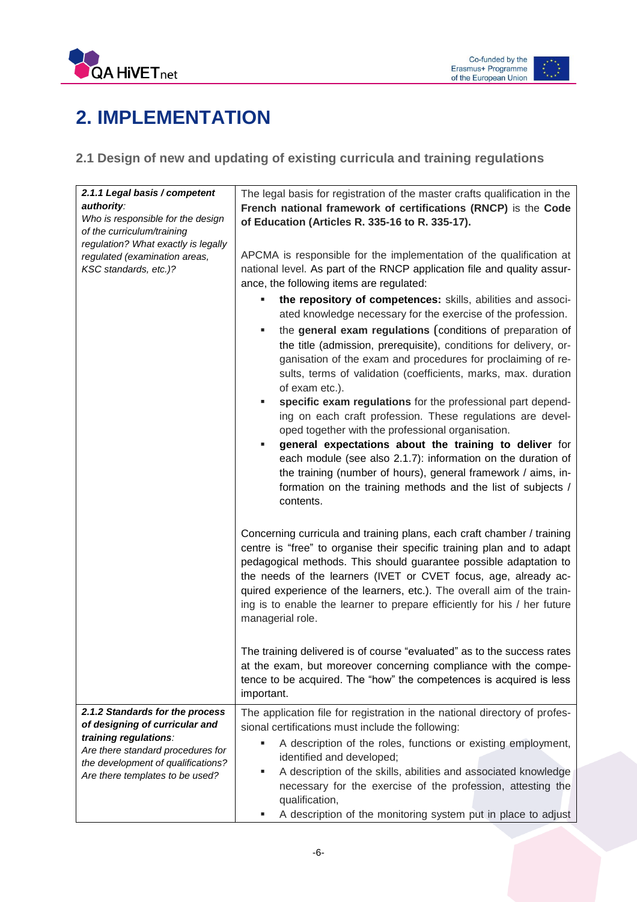# 2. IMPLEMENTATION

## 2.1 Design of new and updating of existing curricula and training regulations

| | |
|---|---|
| ***2.1.1 Legal basis / competent authority**:*<br>*Who is responsible for the design of the curriculum/training regulation? What exactly is legally regulated (examination areas, KSC standards, etc.)?* | The legal basis for registration of the master crafts qualification in the **French national framework of certifications (RNCP)** is the **Code of Education (Articles R. 335-16 to R. 335-17).**<br><br>APCMA is responsible for the implementation of the qualification at national level. As part of the RNCP application file and quality assurance, the following items are regulated:<br>▪ **the repository of competences:** skills, abilities and associated knowledge necessary for the exercise of the profession.<br>▪ the **general exam regulations** (conditions of preparation of the title (admission, prerequisite), conditions for delivery, organisation of the exam and procedures for proclaiming of results, terms of validation (coefficients, marks, max. duration of exam etc.).<br>▪ **specific exam regulations** for the professional part depending on each craft profession. These regulations are developed together with the professional organisation.<br>▪ **general expectations about the training to deliver** for each module (see also 2.1.7): information on the duration of the training (number of hours), general framework / aims, information on the training methods and the list of subjects / contents.<br><br>Concerning curricula and training plans, each craft chamber / training centre is "free" to organise their specific training plan and to adapt pedagogical methods. This should guarantee possible adaptation to the needs of the learners (IVET or CVET focus, age, already acquired experience of the learners, etc.). The overall aim of the training is to enable the learner to prepare efficiently for his / her future managerial role.<br><br>The training delivered is of course "evaluated" as to the success rates at the exam, but moreover concerning compliance with the competence to be acquired. The "how" the competences is acquired is less important. |
| ***2.1.2 Standards for the process of designing of curricular and training regulations**:*<br>*Are there standard procedures for the development of qualifications? Are there templates to be used?* | The application file for registration in the national directory of professional certifications must include the following:<br>▪ A description of the roles, functions or existing employment, identified and developed;<br>▪ A description of the skills, abilities and associated knowledge necessary for the exercise of the profession, attesting the qualification,<br>▪ A description of the monitoring system put in place to adjust |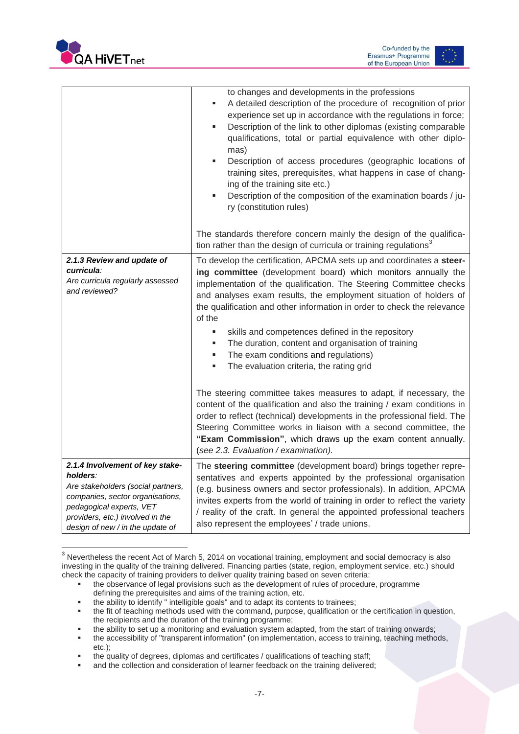| | |
|---|---|
| | to changes and developments in the professions<br>▪ A detailed description of the procedure of recognition of prior experience set up in accordance with the regulations in force;<br>▪ Description of the link to other diplomas (existing comparable qualifications, total or partial equivalence with other diplomas)<br>▪ Description of access procedures (geographic locations of training sites, prerequisites, what happens in case of changing of the training site etc.)<br>▪ Description of the composition of the examination boards / jury (constitution rules)<br><br>The standards therefore concern mainly the design of the qualification rather than the design of curricula or training regulations[3] |
| ***2.1.3 Review and update of curricula**:*<br>*Are curricula regularly assessed and reviewed?* | To develop the certification, APCMA sets up and coordinates a **steering committee** (development board) which monitors annually the implementation of the qualification. The Steering Committee checks and analyses exam results, the employment situation of holders of the qualification and other information in order to check the relevance of the<br>▪ skills and competences defined in the repository<br>▪ The duration, content and organisation of training<br>▪ The exam conditions and regulations)<br>▪ The evaluation criteria, the rating grid<br><br>The steering committee takes measures to adapt, if necessary, the content of the qualification and also the training / exam conditions in order to reflect (technical) developments in the professional field. The Steering Committee works in liaison with a second committee, the **"Exam Commission"**, which draws up the exam content annually. (*see 2.3. Evaluation / examination).* |
| ***2.1.4 Involvement of key stakeholders**:*<br>*Are stakeholders (social partners, companies, sector organisations, pedagogical experts, VET providers, etc.) involved in the design of new / in the update of* | The **steering committee** (development board) brings together representatives and experts appointed by the professional organisation (e.g. business owners and sector professionals). In addition, APCMA invites experts from the world of training in order to reflect the variety / reality of the craft. In general the appointed professional teachers also represent the employees' / trade unions. |

[3] Nevertheless the recent Act of March 5, 2014 on vocational training, employment and social democracy is also investing in the quality of the training delivered. Financing parties (state, region, employment service, etc.) should check the capacity of training providers to deliver quality training based on seven criteria:

- the observance of legal provisions such as the development of rules of procedure, programme defining the prerequisites and aims of the training action, etc.
- the ability to identify " intelligible goals" and to adapt its contents to trainees;
- the fit of teaching methods used with the command, purpose, qualification or the certification in question, the recipients and the duration of the training programme;
- the ability to set up a monitoring and evaluation system adapted, from the start of training onwards;
- the accessibility of "transparent information" (on implementation, access to training, teaching methods, etc.);
- the quality of degrees, diplomas and certificates / qualifications of teaching staff;
- and the collection and consideration of learner feedback on the training delivered;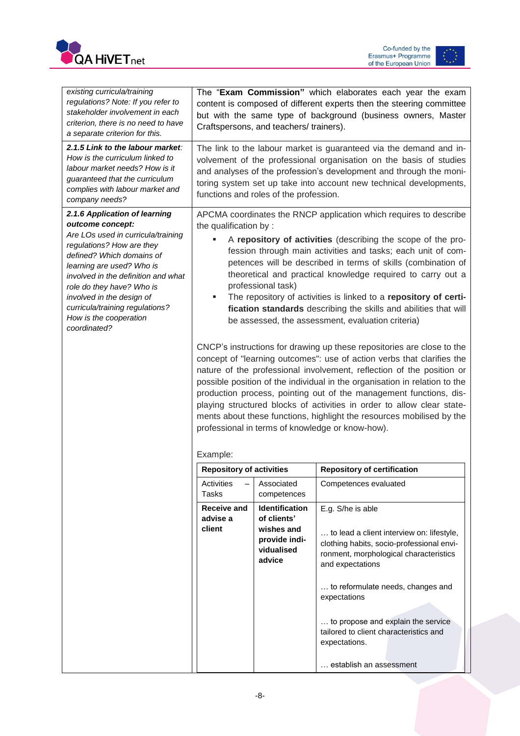| | |
|---|---|
| *existing curricula/training regulations? Note: If you refer to stakeholder involvement in each criterion, there is no need to have a separate criterion for this.* | The "**Exam Commission"** which elaborates each year the exam content is composed of different experts then the steering committee but with the same type of background (business owners, Master Craftspersons, and teachers/ trainers). |
| ***2.1.5 Link to the labour market**: How is the curriculum linked to labour market needs? How is it guaranteed that the curriculum complies with labour market and company needs?* | The link to the labour market is guaranteed via the demand and involvement of the professional organisation on the basis of studies and analyses of the profession's development and through the monitoring system set up take into account new technical developments, functions and roles of the profession. |
| ***2.1.6 Application of learning outcome concept:** Are LOs used in curricula/training regulations? How are they defined? Which domains of learning are used? Who is involved in the definition and what role do they have? Who is involved in the design of curricula/training regulations? How is the cooperation coordinated?* | APCMA coordinates the RNCP application which requires to describe the qualification by :<br>▪ A **repository of activities** (describing the scope of the profession through main activities and tasks; each unit of competences will be described in terms of skills (combination of theoretical and practical knowledge required to carry out a professional task)<br>▪ The repository of activities is linked to a **repository of certification standards** describing the skills and abilities that will be assessed, the assessment, evaluation criteria)<br><br>CNCP's instructions for drawing up these repositories are close to the concept of "learning outcomes": use of action verbs that clarifies the nature of the professional involvement, reflection of the position or possible position of the individual in the organisation in relation to the production process, pointing out of the management functions, displaying structured blocks of activities in order to allow clear statements about these functions, highlight the resources mobilised by the professional in terms of knowledge or know-how).<br><br>Example: |

| Repository of activities | | Repository of certification |
|---|---|---|
| Activities – Tasks | Associated competences | Competences evaluated |
| **Receive and advise a client** | **Identification of clients' wishes and provide individualised advice** | E.g. S/he is able<br><br>… to lead a client interview on: lifestyle, clothing habits, socio-professional environment, morphological characteristics and expectations<br><br>… to reformulate needs, changes and expectations<br><br>… to propose and explain the service tailored to client characteristics and expectations.<br><br>… establish an assessment |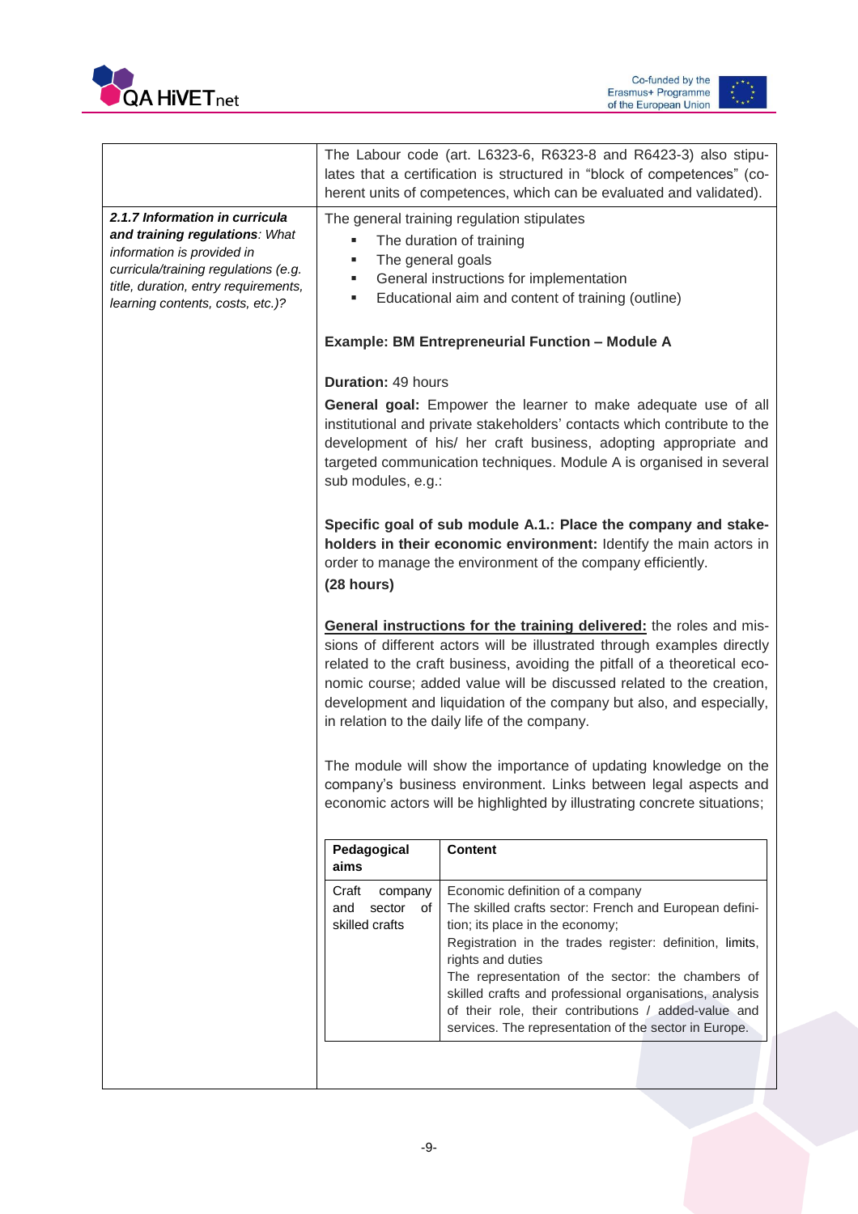| | |
|---|---|
| | The Labour code (art. L6323-6, R6323-8 and R6423-3) also stipulates that a certification is structured in "block of competences" (coherent units of competences, which can be evaluated and validated). |
| ***2.1.7 Information in curricula and training regulations**: What information is provided in curricula/training regulations (e.g. title, duration, entry requirements, learning contents, costs, etc.)?* | The general training regulation stipulates<br>- The duration of training<br>- The general goals<br>- General instructions for implementation<br>- Educational aim and content of training (outline)<br><br>**Example: BM Entrepreneurial Function – Module A**<br><br>**Duration:** 49 hours<br>**General goal:** Empower the learner to make adequate use of all institutional and private stakeholders' contacts which contribute to the development of his/ her craft business, adopting appropriate and targeted communication techniques. Module A is organised in several sub modules, e.g.:<br><br>**Specific goal of sub module A.1.: Place the company and stakeholders in their economic environment:** Identify the main actors in order to manage the environment of the company efficiently.<br>**(28 hours)**<br><br>**General instructions for the training delivered:** the roles and missions of different actors will be illustrated through examples directly related to the craft business, avoiding the pitfall of a theoretical economic course; added value will be discussed related to the creation, development and liquidation of the company but also, and especially, in relation to the daily life of the company.<br><br>The module will show the importance of updating knowledge on the company's business environment. Links between legal aspects and economic actors will be highlighted by illustrating concrete situations; |

| Pedagogical aims | Content |
|---|---|
| Craft company and sector of skilled crafts | Economic definition of a company<br>The skilled crafts sector: French and European definition; its place in the economy;<br>Registration in the trades register: definition, limits, rights and duties<br>The representation of the sector: the chambers of skilled crafts and professional organisations, analysis of their role, their contributions / added-value and services. The representation of the sector in Europe. |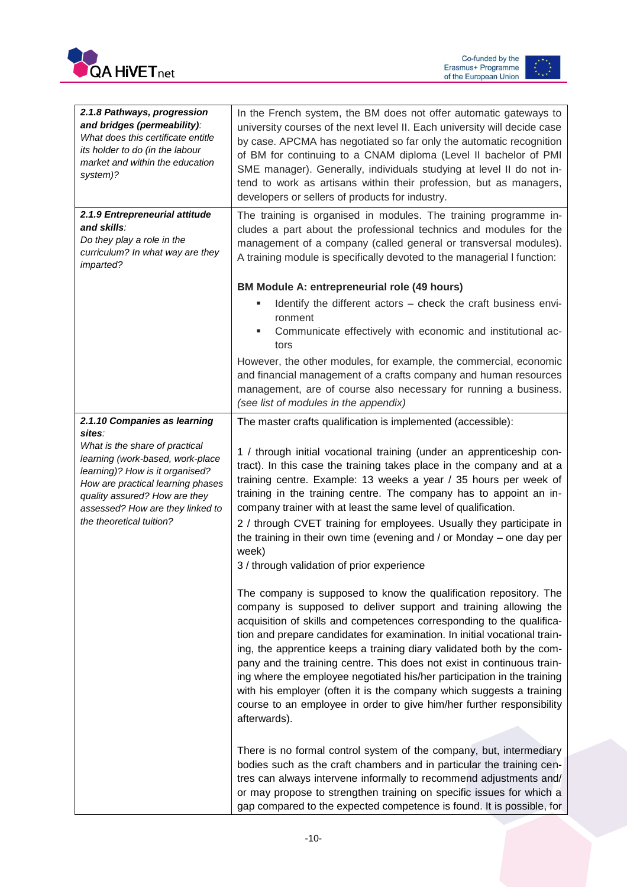| | |
|---|---|
| ***2.1.8 Pathways, progression and bridges (permeability)**:*<br>*What does this certificate entitle its holder to do (in the labour market and within the education system)?* | In the French system, the BM does not offer automatic gateways to university courses of the next level II. Each university will decide case by case. APCMA has negotiated so far only the automatic recognition of BM for continuing to a CNAM diploma (Level II bachelor of PMI SME manager). Generally, individuals studying at level II do not intend to work as artisans within their profession, but as managers, developers or sellers of products for industry. |
| ***2.1.9 Entrepreneurial attitude and skills**:*<br>*Do they play a role in the curriculum? In what way are they imparted?* | The training is organised in modules. The training programme includes a part about the professional technics and modules for the management of a company (called general or transversal modules). A training module is specifically devoted to the managerial l function:<br><br>**BM Module A: entrepreneurial role (49 hours)**<br>▪ Identify the different actors – check the craft business environment<br>▪ Communicate effectively with economic and institutional actors<br><br>However, the other modules, for example, the commercial, economic and financial management of a crafts company and human resources management, are of course also necessary for running a business. *(see list of modules in the appendix)* |
| ***2.1.10 Companies as learning sites**:*<br>*What is the share of practical learning (work-based, work-place learning)? How is it organised? How are practical learning phases quality assured? How are they assessed? How are they linked to the theoretical tuition?* | The master crafts qualification is implemented (accessible):<br><br>1 / through initial vocational training (under an apprenticeship contract). In this case the training takes place in the company and at a training centre. Example: 13 weeks a year / 35 hours per week of training in the training centre. The company has to appoint an in-company trainer with at least the same level of qualification.<br>2 / through CVET training for employees. Usually they participate in the training in their own time (evening and / or Monday – one day per week)<br>3 / through validation of prior experience<br><br>The company is supposed to know the qualification repository. The company is supposed to deliver support and training allowing the acquisition of skills and competences corresponding to the qualification and prepare candidates for examination. In initial vocational training, the apprentice keeps a training diary validated both by the company and the training centre. This does not exist in continuous training where the employee negotiated his/her participation in the training with his employer (often it is the company which suggests a training course to an employee in order to give him/her further responsibility afterwards).<br><br>There is no formal control system of the company, but, intermediary bodies such as the craft chambers and in particular the training centres can always intervene informally to recommend adjustments and/ or may propose to strengthen training on specific issues for which a gap compared to the expected competence is found. It is possible, for |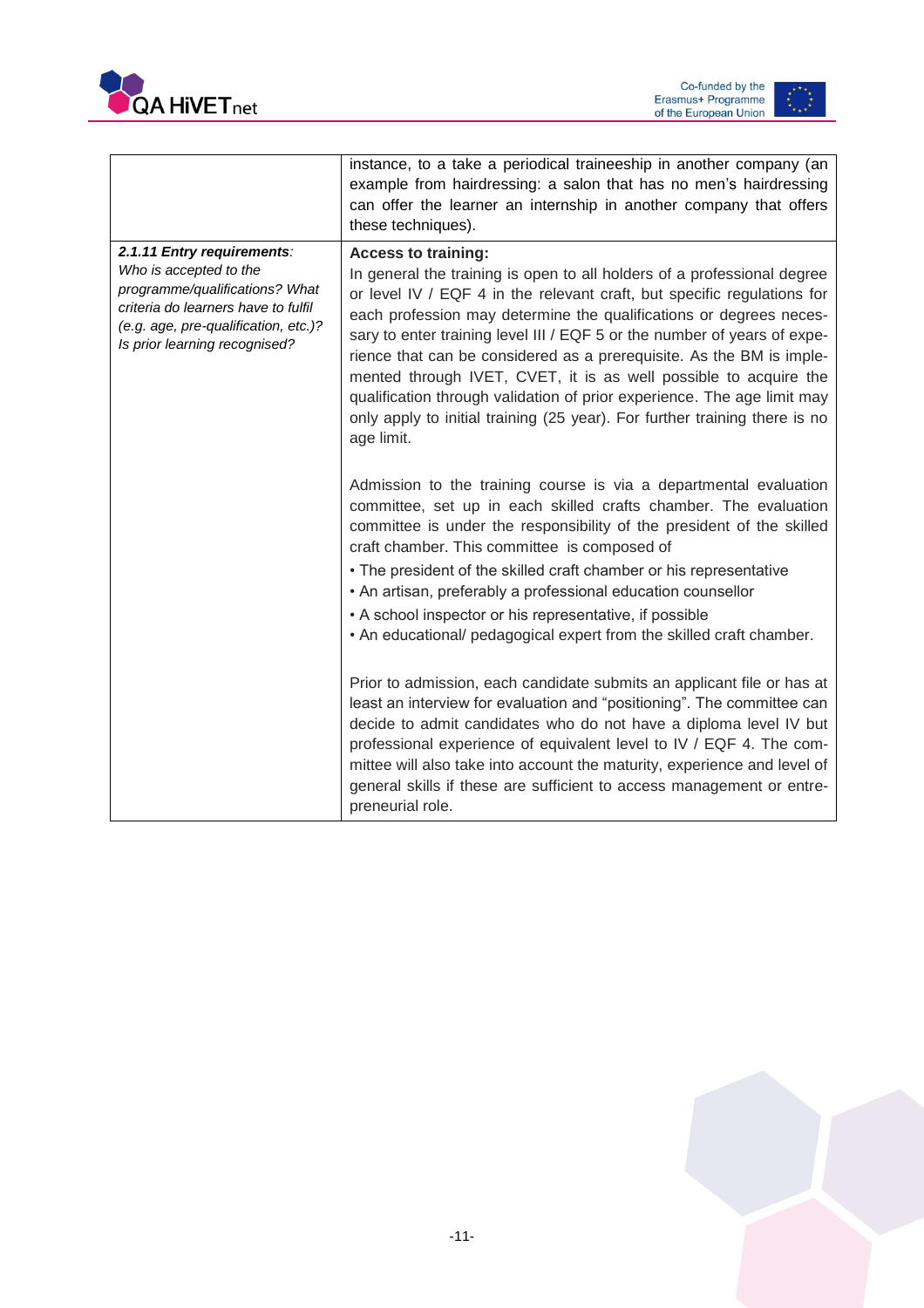| | |
|---|---|
| | instance, to a take a periodical traineeship in another company (an example from hairdressing: a salon that has no men's hairdressing can offer the learner an internship in another company that offers these techniques). |
| ***2.1.11 Entry requirements**:* *Who is accepted to the programme/qualifications? What criteria do learners have to fulfil (e.g. age, pre-qualification, etc.)? Is prior learning recognised?* | **Access to training:**<br>In general the training is open to all holders of a professional degree or level IV / EQF 4 in the relevant craft, but specific regulations for each profession may determine the qualifications or degrees necessary to enter training level III / EQF 5 or the number of years of experience that can be considered as a prerequisite. As the BM is implemented through IVET, CVET, it is as well possible to acquire the qualification through validation of prior experience. The age limit may only apply to initial training (25 year). For further training there is no age limit.<br><br>Admission to the training course is via a departmental evaluation committee, set up in each skilled crafts chamber. The evaluation committee is under the responsibility of the president of the skilled craft chamber. This committee is composed of<br>• The president of the skilled craft chamber or his representative<br>• An artisan, preferably a professional education counsellor<br>• A school inspector or his representative, if possible<br>• An educational/ pedagogical expert from the skilled craft chamber.<br><br>Prior to admission, each candidate submits an applicant file or has at least an interview for evaluation and "positioning". The committee can decide to admit candidates who do not have a diploma level IV but professional experience of equivalent level to IV / EQF 4. The committee will also take into account the maturity, experience and level of general skills if these are sufficient to access management or entrepreneurial role. |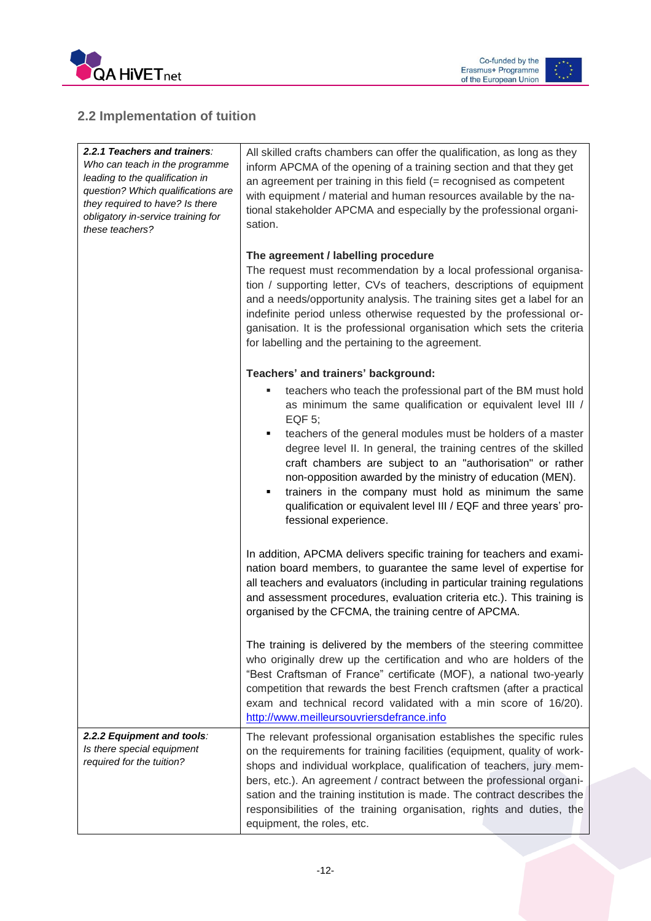## 2.2 Implementation of tuition

| | |
|---|---|
| ***2.2.1 Teachers and trainers**: Who can teach in the programme leading to the qualification in question? Which qualifications are they required to have? Is there obligatory in-service training for these teachers?* | All skilled crafts chambers can offer the qualification, as long as they inform APCMA of the opening of a training section and that they get an agreement per training in this field (= recognised as competent with equipment / material and human resources available by the national stakeholder APCMA and especially by the professional organisation.<br><br>**The agreement / labelling procedure**<br>The request must recommendation by a local professional organisation / supporting letter, CVs of teachers, descriptions of equipment and a needs/opportunity analysis. The training sites get a label for an indefinite period unless otherwise requested by the professional organisation. It is the professional organisation which sets the criteria for labelling and the pertaining to the agreement.<br><br>**Teachers' and trainers' background:**<br>▪ teachers who teach the professional part of the BM must hold as minimum the same qualification or equivalent level III / EQF 5;<br>▪ teachers of the general modules must be holders of a master degree level II. In general, the training centres of the skilled craft chambers are subject to an "authorisation" or rather non-opposition awarded by the ministry of education (MEN).<br>▪ trainers in the company must hold as minimum the same qualification or equivalent level III / EQF and three years' professional experience.<br><br>In addition, APCMA delivers specific training for teachers and examination board members, to guarantee the same level of expertise for all teachers and evaluators (including in particular training regulations and assessment procedures, evaluation criteria etc.). This training is organised by the CFCMA, the training centre of APCMA.<br><br>The training is delivered by the members of the steering committee who originally drew up the certification and who are holders of the "Best Craftsman of France" certificate (MOF), a national two-yearly competition that rewards the best French craftsmen (after a practical exam and technical record validated with a min score of 16/20). http://www.meilleursouvriersdefrance.info |
| ***2.2.2 Equipment and tools**: Is there special equipment required for the tuition?* | The relevant professional organisation establishes the specific rules on the requirements for training facilities (equipment, quality of workshops and individual workplace, qualification of teachers, jury members, etc.). An agreement / contract between the professional organisation and the training institution is made. The contract describes the responsibilities of the training organisation, rights and duties, the equipment, the roles, etc. |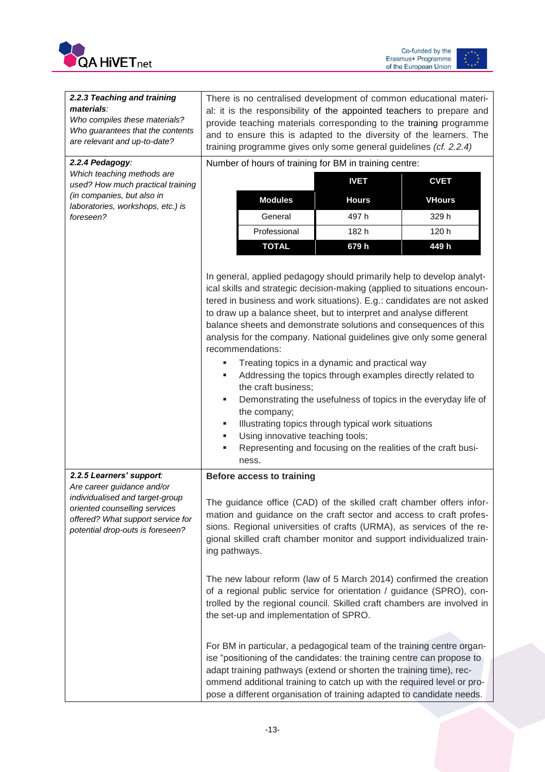| | |
|---|---|
| ***2.2.3 Teaching and training materials**:* *Who compiles these materials? Who guarantees that the contents are relevant and up-to-date?* | There is no centralised development of common educational material: it is the responsibility of the appointed teachers to prepare and provide teaching materials corresponding to the training programme and to ensure this is adapted to the diversity of the learners. The training programme gives only some general guidelines *(cf. 2.2.4)* |
| ***2.2.4 Pedagogy**:* *Which teaching methods are used? How much practical training (in companies, but also in laboratories, workshops, etc.) is foreseen?* | Number of hours of training for BM in training centre: (see table below) In general, applied pedagogy should primarily help to develop analytical skills and strategic decision-making (applied to situations encountered in business and work situations). E.g.: candidates are not asked to draw up a balance sheet, but to interpret and analyse different balance sheets and demonstrate solutions and consequences of this analysis for the company. National guidelines give only some general recommendations: <br>▪ Treating topics in a dynamic and practical way <br>▪ Addressing the topics through examples directly related to the craft business; <br>▪ Demonstrating the usefulness of topics in the everyday life of the company; <br>▪ Illustrating topics through typical work situations <br>▪ Using innovative teaching tools; <br>▪ Representing and focusing on the realities of the craft business. |
| ***2.2.5 Learners' support**:* *Are career guidance and/or individualised and target-group oriented counselling services offered? What support service for potential drop-outs is foreseen?* | **Before access to training** <br><br>The guidance office (CAD) of the skilled craft chamber offers information and guidance on the craft sector and access to craft professions. Regional universities of crafts (URMA), as services of the regional skilled craft chamber monitor and support individualized training pathways. <br><br>The new labour reform (law of 5 March 2014) confirmed the creation of a regional public service for orientation / guidance (SPRO), controlled by the regional council. Skilled craft chambers are involved in the set-up and implementation of SPRO. <br><br>For BM in particular, a pedagogical team of the training centre organise "positioning of the candidates: the training centre can propose to adapt training pathways (extend or shorten the training time), recommend additional training to catch up with the required level or propose a different organisation of training adapted to candidate needs. |

Number of hours of training for BM in training centre:

| | IVET | CVET |
|---|---|---|
| **Modules** | **Hours** | **VHours** |
| General | 497 h | 329 h |
| Professional | 182 h | 120 h |
| **TOTAL** | **679 h** | **449 h** |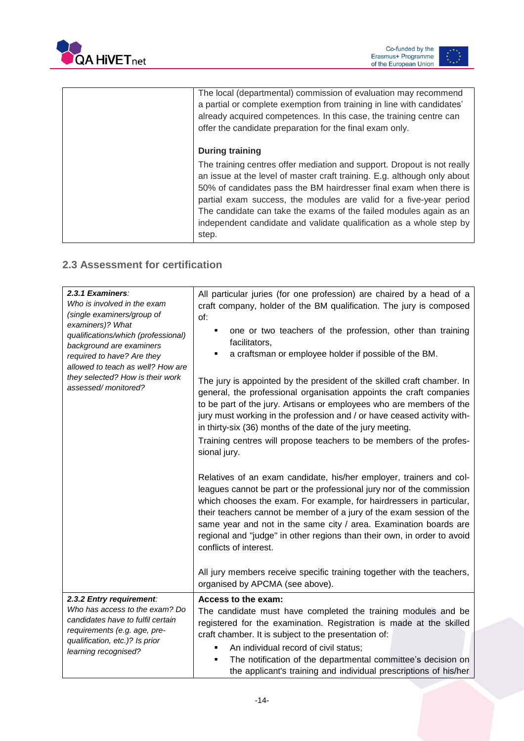| | |
|---|---|
| | The local (departmental) commission of evaluation may recommend a partial or complete exemption from training in line with candidates' already acquired competences. In this case, the training centre can offer the candidate preparation for the final exam only.<br><br>**During training**<br><br>The training centres offer mediation and support. Dropout is not really an issue at the level of master craft training. E.g. although only about 50% of candidates pass the BM hairdresser final exam when there is partial exam success, the modules are valid for a five-year period The candidate can take the exams of the failed modules again as an independent candidate and validate qualification as a whole step by step. |

## 2.3 Assessment for certification

| | |
|---|---|
| ***2.3.1 Examiners**:*<br>*Who is involved in the exam (single examiners/group of examiners)? What qualifications/which (professional) background are examiners required to have? Are they allowed to teach as well? How are they selected? How is their work assessed/ monitored?* | All particular juries (for one profession) are chaired by a head of a craft company, holder of the BM qualification. The jury is composed of:<br>▪ one or two teachers of the profession, other than training facilitators,<br>▪ a craftsman or employee holder if possible of the BM.<br><br>The jury is appointed by the president of the skilled craft chamber. In general, the professional organisation appoints the craft companies to be part of the jury. Artisans or employees who are members of the jury must working in the profession and / or have ceased activity with-in thirty-six (36) months of the date of the jury meeting.<br>Training centres will propose teachers to be members of the profes-sional jury.<br><br>Relatives of an exam candidate, his/her employer, trainers and col-leagues cannot be part or the professional jury nor of the commission which chooses the exam. For example, for hairdressers in particular, their teachers cannot be member of a jury of the exam session of the same year and not in the same city / area. Examination boards are regional and "judge" in other regions than their own, in order to avoid conflicts of interest.<br><br>All jury members receive specific training together with the teachers, organised by APCMA (see above). |
| ***2.3.2 Entry requirement**:*<br>*Who has access to the exam? Do candidates have to fulfil certain requirements (e.g. age, pre-qualification, etc.)? Is prior learning recognised?* | **Access to the exam:**<br>The candidate must have completed the training modules and be registered for the examination. Registration is made at the skilled craft chamber. It is subject to the presentation of:<br>▪ An individual record of civil status;<br>▪ The notification of the departmental committee's decision on the applicant's training and individual prescriptions of his/her |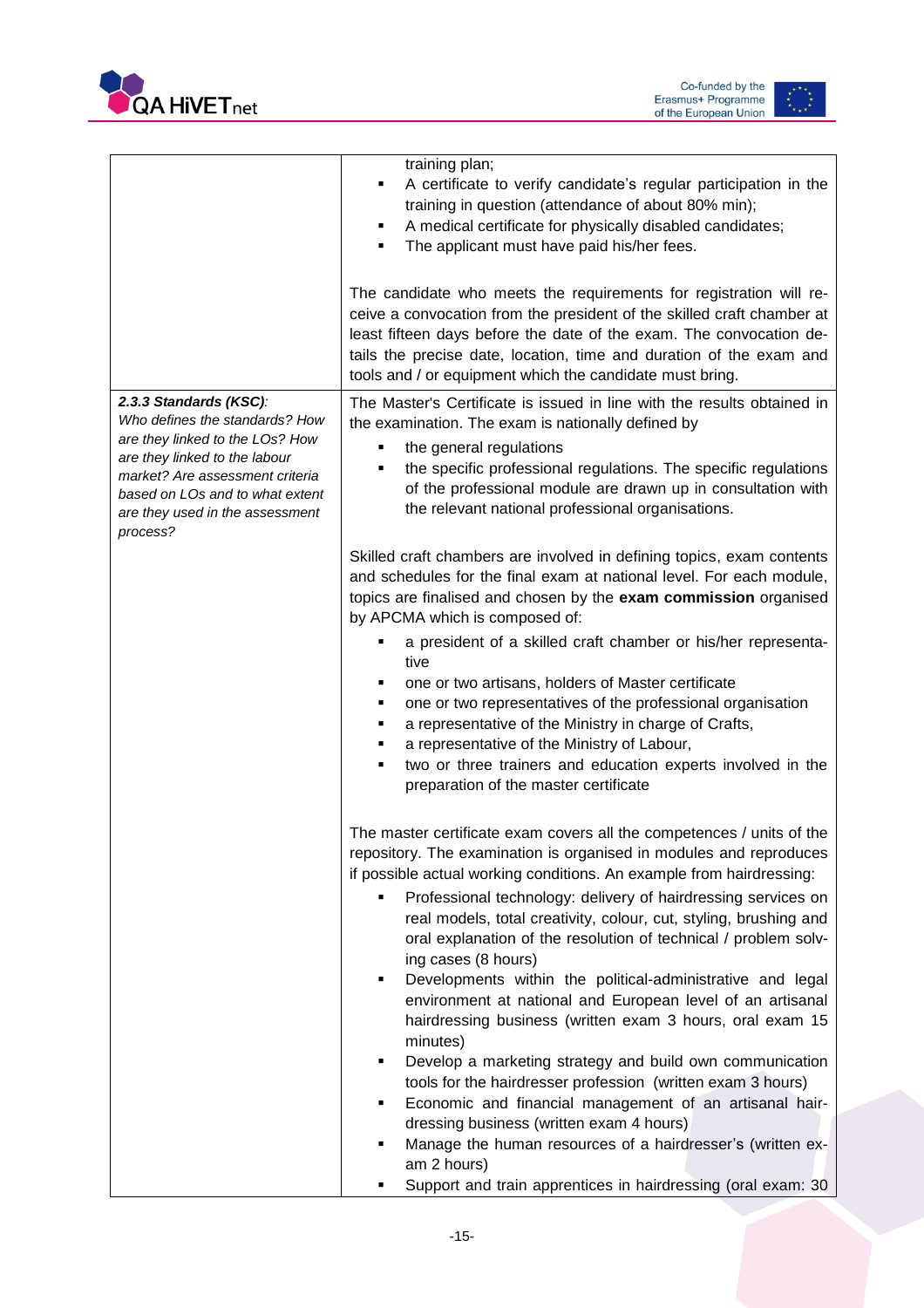| | |
|---|---|
| | training plan;<br>▪ A certificate to verify candidate's regular participation in the training in question (attendance of about 80% min);<br>▪ A medical certificate for physically disabled candidates;<br>▪ The applicant must have paid his/her fees.<br><br>The candidate who meets the requirements for registration will receive a convocation from the president of the skilled craft chamber at least fifteen days before the date of the exam. The convocation details the precise date, location, time and duration of the exam and tools and / or equipment which the candidate must bring. |
| ***2.3.3 Standards (KSC)****:*<br>*Who defines the standards? How are they linked to the LOs? How are they linked to the labour market? Are assessment criteria based on LOs and to what extent are they used in the assessment process?* | The Master's Certificate is issued in line with the results obtained in the examination. The exam is nationally defined by<br>▪ the general regulations<br>▪ the specific professional regulations. The specific regulations of the professional module are drawn up in consultation with the relevant national professional organisations.<br><br>Skilled craft chambers are involved in defining topics, exam contents and schedules for the final exam at national level. For each module, topics are finalised and chosen by the **exam commission** organised by APCMA which is composed of:<br>▪ a president of a skilled craft chamber or his/her representative<br>▪ one or two artisans, holders of Master certificate<br>▪ one or two representatives of the professional organisation<br>▪ a representative of the Ministry in charge of Crafts,<br>▪ a representative of the Ministry of Labour,<br>▪ two or three trainers and education experts involved in the preparation of the master certificate<br><br>The master certificate exam covers all the competences / units of the repository. The examination is organised in modules and reproduces if possible actual working conditions. An example from hairdressing:<br>▪ Professional technology: delivery of hairdressing services on real models, total creativity, colour, cut, styling, brushing and oral explanation of the resolution of technical / problem solving cases (8 hours)<br>▪ Developments within the political-administrative and legal environment at national and European level of an artisanal hairdressing business (written exam 3 hours, oral exam 15 minutes)<br>▪ Develop a marketing strategy and build own communication tools for the hairdresser profession (written exam 3 hours)<br>▪ Economic and financial management of an artisanal hairdressing business (written exam 4 hours)<br>▪ Manage the human resources of a hairdresser's (written exam 2 hours)<br>▪ Support and train apprentices in hairdressing (oral exam: 30 |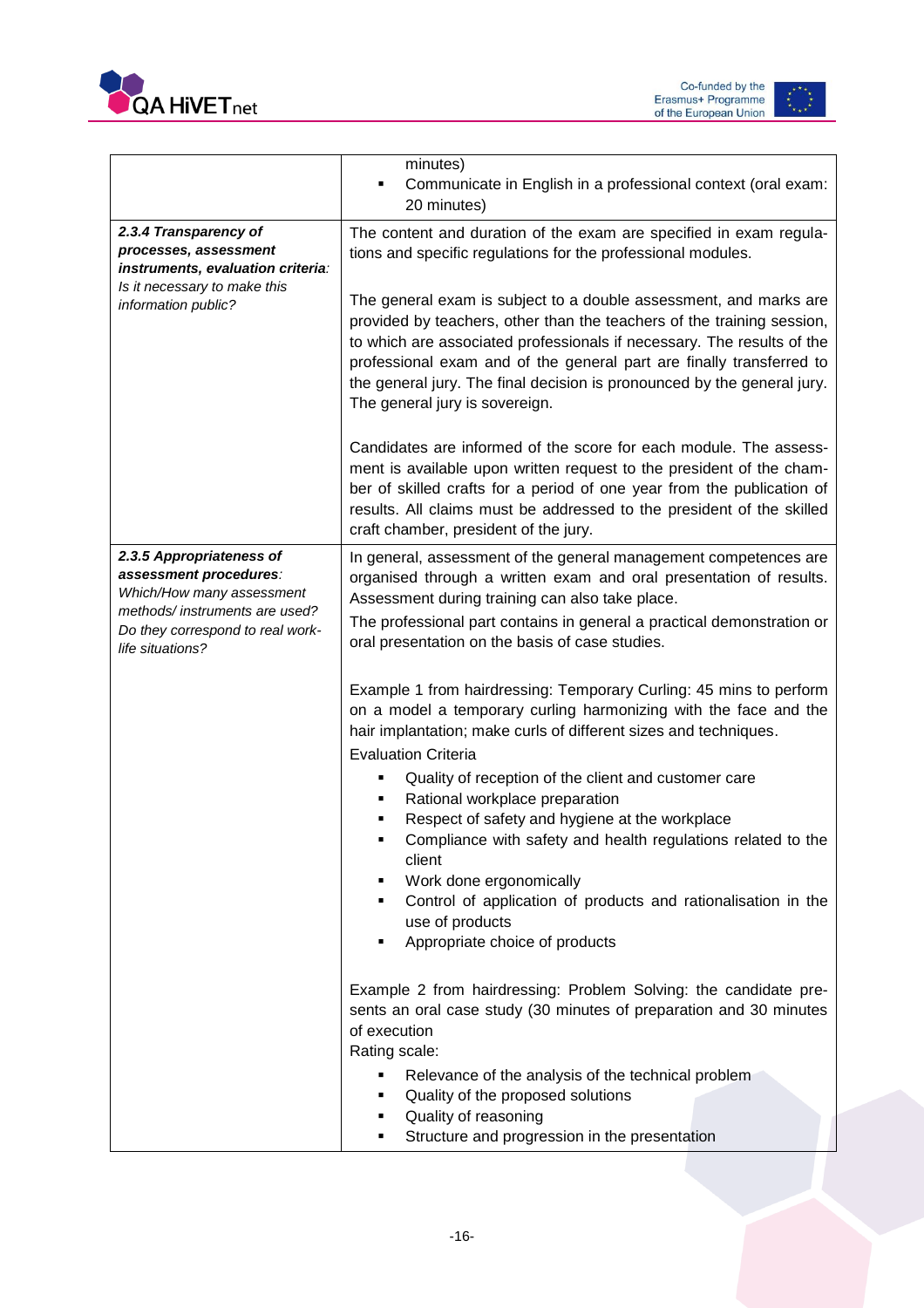| | |
|---|---|
| | minutes)<br>▪ Communicate in English in a professional context (oral exam: 20 minutes) |
| ***2.3.4 Transparency of processes, assessment instruments, evaluation criteria****:*<br>*Is it necessary to make this information public?* | The content and duration of the exam are specified in exam regulations and specific regulations for the professional modules.<br><br>The general exam is subject to a double assessment, and marks are provided by teachers, other than the teachers of the training session, to which are associated professionals if necessary. The results of the professional exam and of the general part are finally transferred to the general jury. The final decision is pronounced by the general jury. The general jury is sovereign.<br><br>Candidates are informed of the score for each module. The assessment is available upon written request to the president of the chamber of skilled crafts for a period of one year from the publication of results. All claims must be addressed to the president of the skilled craft chamber, president of the jury. |
| ***2.3.5 Appropriateness of assessment procedures****:*<br>*Which/How many assessment methods/ instruments are used? Do they correspond to real work-life situations?* | In general, assessment of the general management competences are organised through a written exam and oral presentation of results. Assessment during training can also take place.<br>The professional part contains in general a practical demonstration or oral presentation on the basis of case studies.<br><br>Example 1 from hairdressing: Temporary Curling: 45 mins to perform on a model a temporary curling harmonizing with the face and the hair implantation; make curls of different sizes and techniques.<br>Evaluation Criteria<br>▪ Quality of reception of the client and customer care<br>▪ Rational workplace preparation<br>▪ Respect of safety and hygiene at the workplace<br>▪ Compliance with safety and health regulations related to the client<br>▪ Work done ergonomically<br>▪ Control of application of products and rationalisation in the use of products<br>▪ Appropriate choice of products<br><br>Example 2 from hairdressing: Problem Solving: the candidate presents an oral case study (30 minutes of preparation and 30 minutes of execution<br>Rating scale:<br>▪ Relevance of the analysis of the technical problem<br>▪ Quality of the proposed solutions<br>▪ Quality of reasoning<br>▪ Structure and progression in the presentation |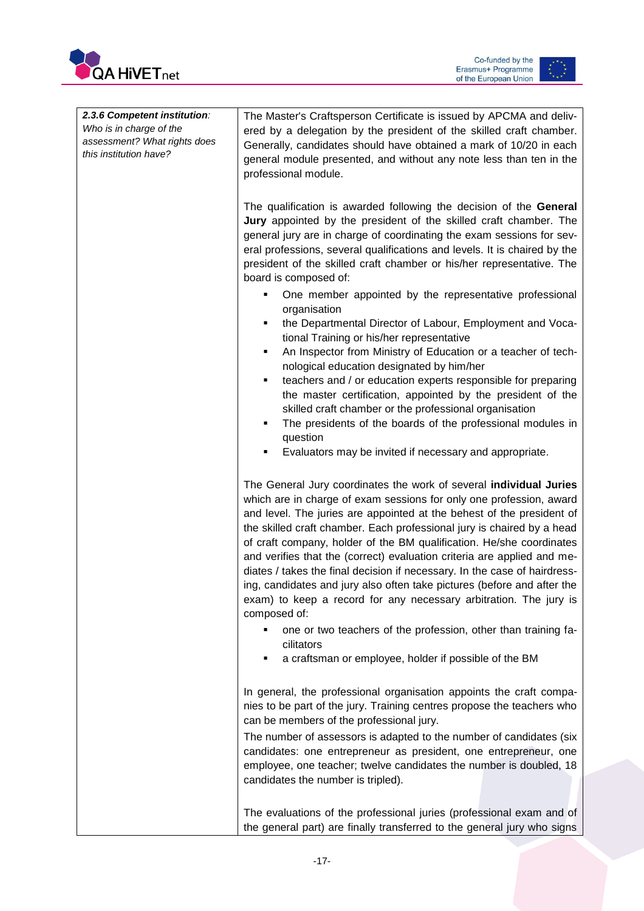| *2.3.6 Competent institution: Who is in charge of the assessment? What rights does this institution have?* | The Master's Craftsperson Certificate is issued by APCMA and delivered by a delegation by the president of the skilled craft chamber. Generally, candidates should have obtained a mark of 10/20 in each general module presented, and without any note less than ten in the professional module.<br><br>The qualification is awarded following the decision of the **General Jury** appointed by the president of the skilled craft chamber. The general jury are in charge of coordinating the exam sessions for several professions, several qualifications and levels. It is chaired by the president of the skilled craft chamber or his/her representative. The board is composed of:<br>▪ One member appointed by the representative professional organisation<br>▪ the Departmental Director of Labour, Employment and Vocational Training or his/her representative<br>▪ An Inspector from Ministry of Education or a teacher of technological education designated by him/her<br>▪ teachers and / or education experts responsible for preparing the master certification, appointed by the president of the skilled craft chamber or the professional organisation<br>▪ The presidents of the boards of the professional modules in question<br>▪ Evaluators may be invited if necessary and appropriate.<br><br>The General Jury coordinates the work of several **individual Juries** which are in charge of exam sessions for only one profession, award and level. The juries are appointed at the behest of the president of the skilled craft chamber. Each professional jury is chaired by a head of craft company, holder of the BM qualification. He/she coordinates and verifies that the (correct) evaluation criteria are applied and mediates / takes the final decision if necessary. In the case of hairdressing, candidates and jury also often take pictures (before and after the exam) to keep a record for any necessary arbitration. The jury is composed of:<br>▪ one or two teachers of the profession, other than training facilitators<br>▪ a craftsman or employee, holder if possible of the BM<br><br>In general, the professional organisation appoints the craft companies to be part of the jury. Training centres propose the teachers who can be members of the professional jury.<br>The number of assessors is adapted to the number of candidates (six candidates: one entrepreneur as president, one entrepreneur, one employee, one teacher; twelve candidates the number is doubled, 18 candidates the number is tripled).<br><br>The evaluations of the professional juries (professional exam and of the general part) are finally transferred to the general jury who signs |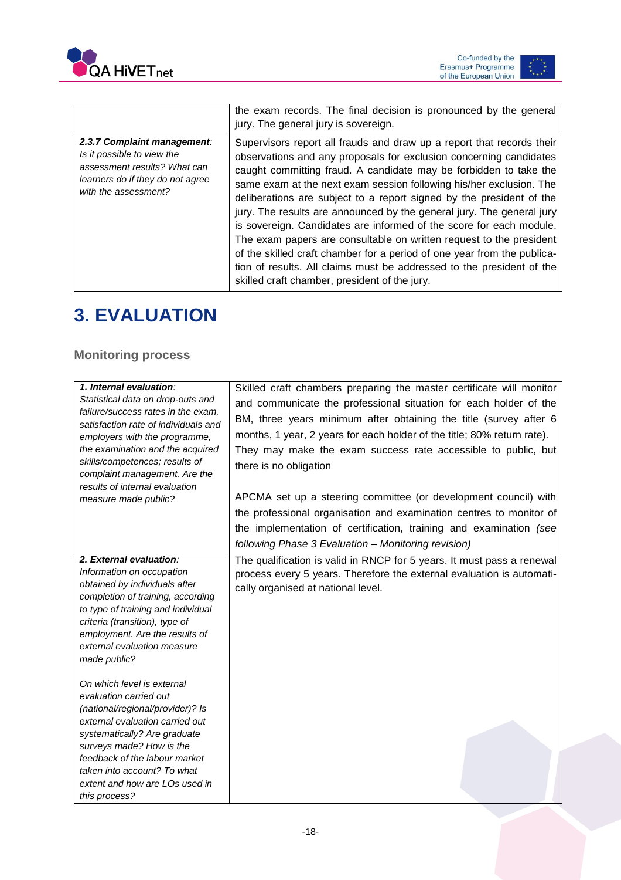| | |
|---|---|
| | the exam records. The final decision is pronounced by the general jury. The general jury is sovereign. |
| ***2.3.7 Complaint management**: Is it possible to view the assessment results? What can learners do if they do not agree with the assessment?* | Supervisors report all frauds and draw up a report that records their observations and any proposals for exclusion concerning candidates caught committing fraud. A candidate may be forbidden to take the same exam at the next exam session following his/her exclusion. The deliberations are subject to a report signed by the president of the jury. The results are announced by the general jury. The general jury is sovereign. Candidates are informed of the score for each module. The exam papers are consultable on written request to the president of the skilled craft chamber for a period of one year from the publication of results. All claims must be addressed to the president of the skilled craft chamber, president of the jury. |

# 3. EVALUATION

### Monitoring process

| | |
|---|---|
| ***1. Internal evaluation**: Statistical data on drop-outs and failure/success rates in the exam, satisfaction rate of individuals and employers with the programme, the examination and the acquired skills/competences; results of complaint management. Are the results of internal evaluation measure made public?* | Skilled craft chambers preparing the master certificate will monitor and communicate the professional situation for each holder of the BM, three years minimum after obtaining the title (survey after 6 months, 1 year, 2 years for each holder of the title; 80% return rate). They may make the exam success rate accessible to public, but there is no obligation<br><br>APCMA set up a steering committee (or development council) with the professional organisation and examination centres to monitor of the implementation of certification, training and examination *(see following Phase 3 Evaluation – Monitoring revision)* |
| ***2. External evaluation**: Information on occupation obtained by individuals after completion of training, according to type of training and individual criteria (transition), type of employment. Are the results of external evaluation measure made public?<br><br>On which level is external evaluation carried out (national/regional/provider)? Is external evaluation carried out systematically? Are graduate surveys made? How is the feedback of the labour market taken into account? To what extent and how are LOs used in this process?* | The qualification is valid in RNCP for 5 years. It must pass a renewal process every 5 years. Therefore the external evaluation is automatically organised at national level. |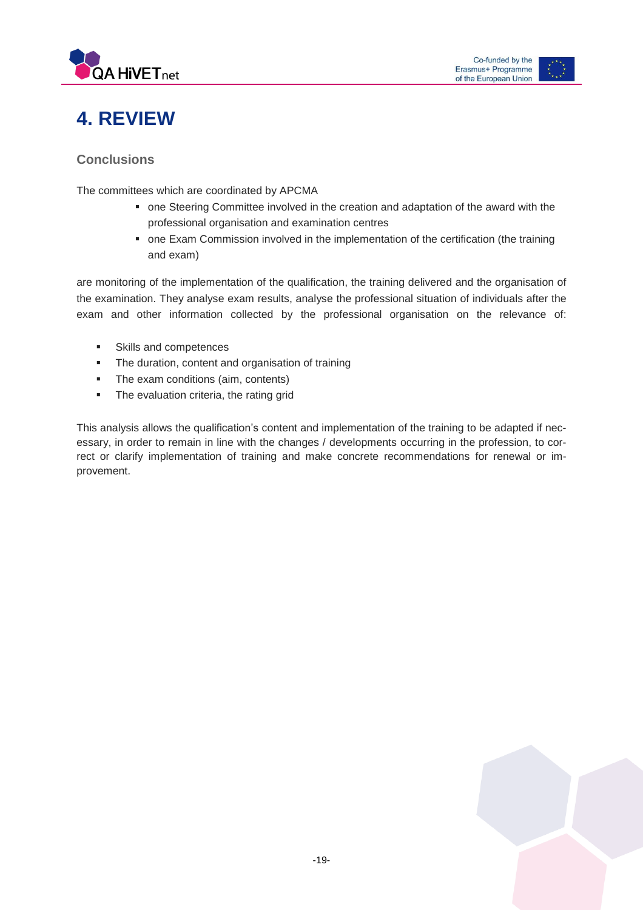# 4. REVIEW

### Conclusions

The committees which are coordinated by APCMA

- one Steering Committee involved in the creation and adaptation of the award with the professional organisation and examination centres
- one Exam Commission involved in the implementation of the certification (the training and exam)

are monitoring of the implementation of the qualification, the training delivered and the organisation of the examination. They analyse exam results, analyse the professional situation of individuals after the exam and other information collected by the professional organisation on the relevance of:

- Skills and competences
- The duration, content and organisation of training
- The exam conditions (aim, contents)
- The evaluation criteria, the rating grid

This analysis allows the qualification's content and implementation of the training to be adapted if necessary, in order to remain in line with the changes / developments occurring in the profession, to correct or clarify implementation of training and make concrete recommendations for renewal or improvement.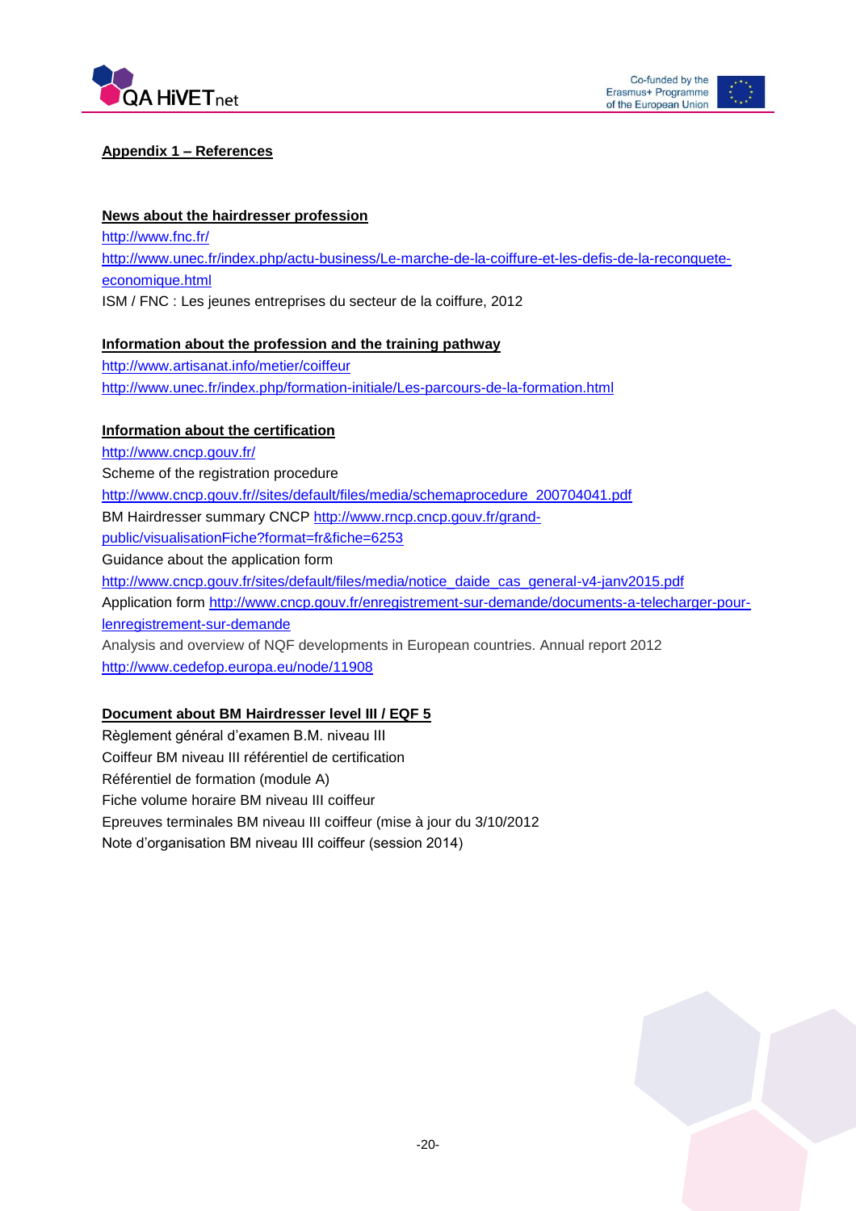## Appendix 1 – References

### News about the hairdresser profession

http://www.fnc.fr/
http://www.unec.fr/index.php/actu-business/Le-marche-de-la-coiffure-et-les-defis-de-la-reconquete-economique.html
ISM / FNC : Les jeunes entreprises du secteur de la coiffure, 2012

### Information about the profession and the training pathway

http://www.artisanat.info/metier/coiffeur
http://www.unec.fr/index.php/formation-initiale/Les-parcours-de-la-formation.html

### Information about the certification

http://www.cncp.gouv.fr/
Scheme of the registration procedure
http://www.cncp.gouv.fr//sites/default/files/media/schemaprocedure_200704041.pdf
BM Hairdresser summary CNCP http://www.rncp.cncp.gouv.fr/grand-public/visualisationFiche?format=fr&fiche=6253
Guidance about the application form
http://www.cncp.gouv.fr/sites/default/files/media/notice_daide_cas_general-v4-janv2015.pdf
Application form http://www.cncp.gouv.fr/enregistrement-sur-demande/documents-a-telecharger-pour-lenregistrement-sur-demande
Analysis and overview of NQF developments in European countries. Annual report 2012
http://www.cedefop.europa.eu/node/11908

### Document about BM Hairdresser level III / EQF 5

Règlement général d'examen B.M. niveau III
Coiffeur BM niveau III référentiel de certification
Référentiel de formation (module A)
Fiche volume horaire BM niveau III coiffeur
Epreuves terminales BM niveau III coiffeur (mise à jour du 3/10/2012
Note d'organisation BM niveau III coiffeur (session 2014)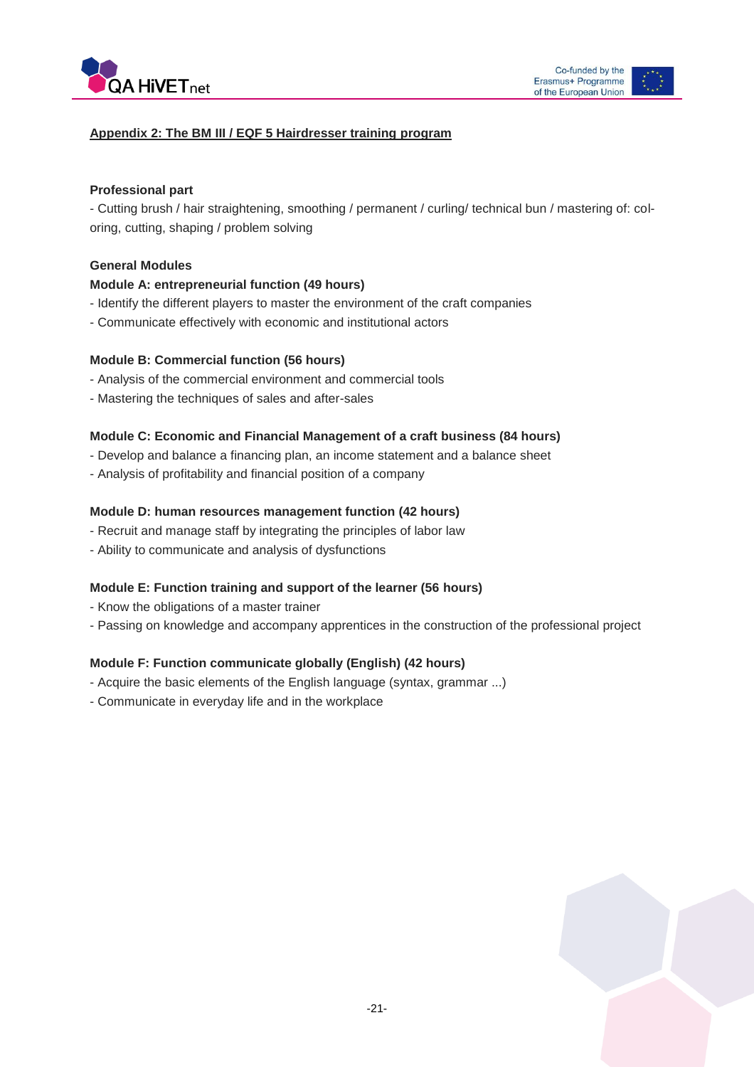## Appendix 2: The BM III / EQF 5 Hairdresser training program

**Professional part**

- Cutting brush / hair straightening, smoothing / permanent / curling/ technical bun / mastering of: coloring, cutting, shaping / problem solving

**General Modules**

**Module A: entrepreneurial function (49 hours)**

- Identify the different players to master the environment of the craft companies
- Communicate effectively with economic and institutional actors

**Module B: Commercial function (56 hours)**

- Analysis of the commercial environment and commercial tools
- Mastering the techniques of sales and after-sales

**Module C: Economic and Financial Management of a craft business (84 hours)**

- Develop and balance a financing plan, an income statement and a balance sheet
- Analysis of profitability and financial position of a company

**Module D: human resources management function (42 hours)**

- Recruit and manage staff by integrating the principles of labor law
- Ability to communicate and analysis of dysfunctions

**Module E: Function training and support of the learner (56 hours)**

- Know the obligations of a master trainer
- Passing on knowledge and accompany apprentices in the construction of the professional project

**Module F: Function communicate globally (English) (42 hours)**

- Acquire the basic elements of the English language (syntax, grammar ...)
- Communicate in everyday life and in the workplace